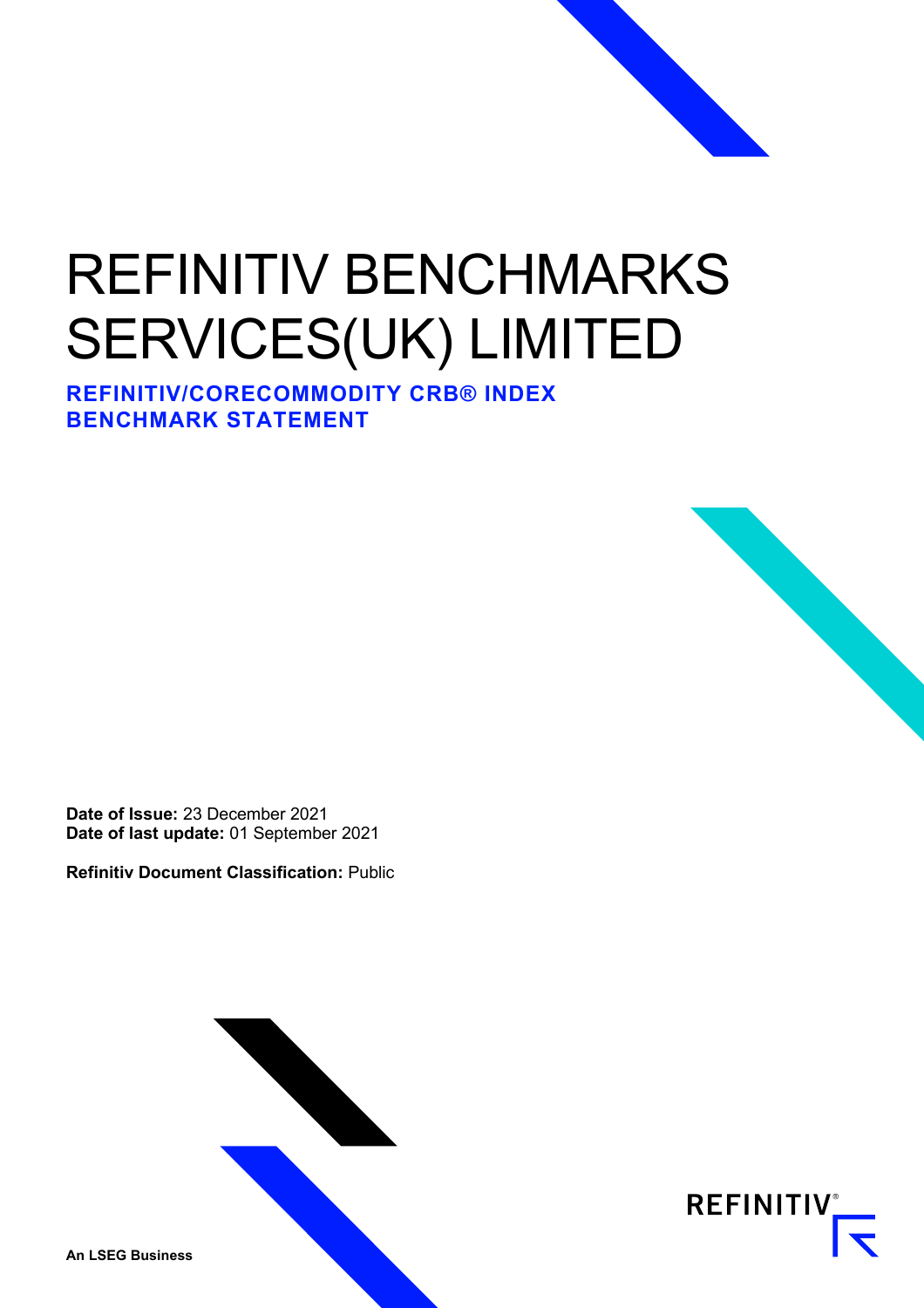# REFINITIV BENCHMARKS SERVICES(UK) LIMITED

## REFINITIV/CORECOMMODITY CRB® INDEX BENCHMARK STATEMENT

**Date of Issue:** 23 December 2021
**Date of last update:** 01 September 2021

**Refinitiv Document Classification:** Public

**An LSEG Business**

REFINITIV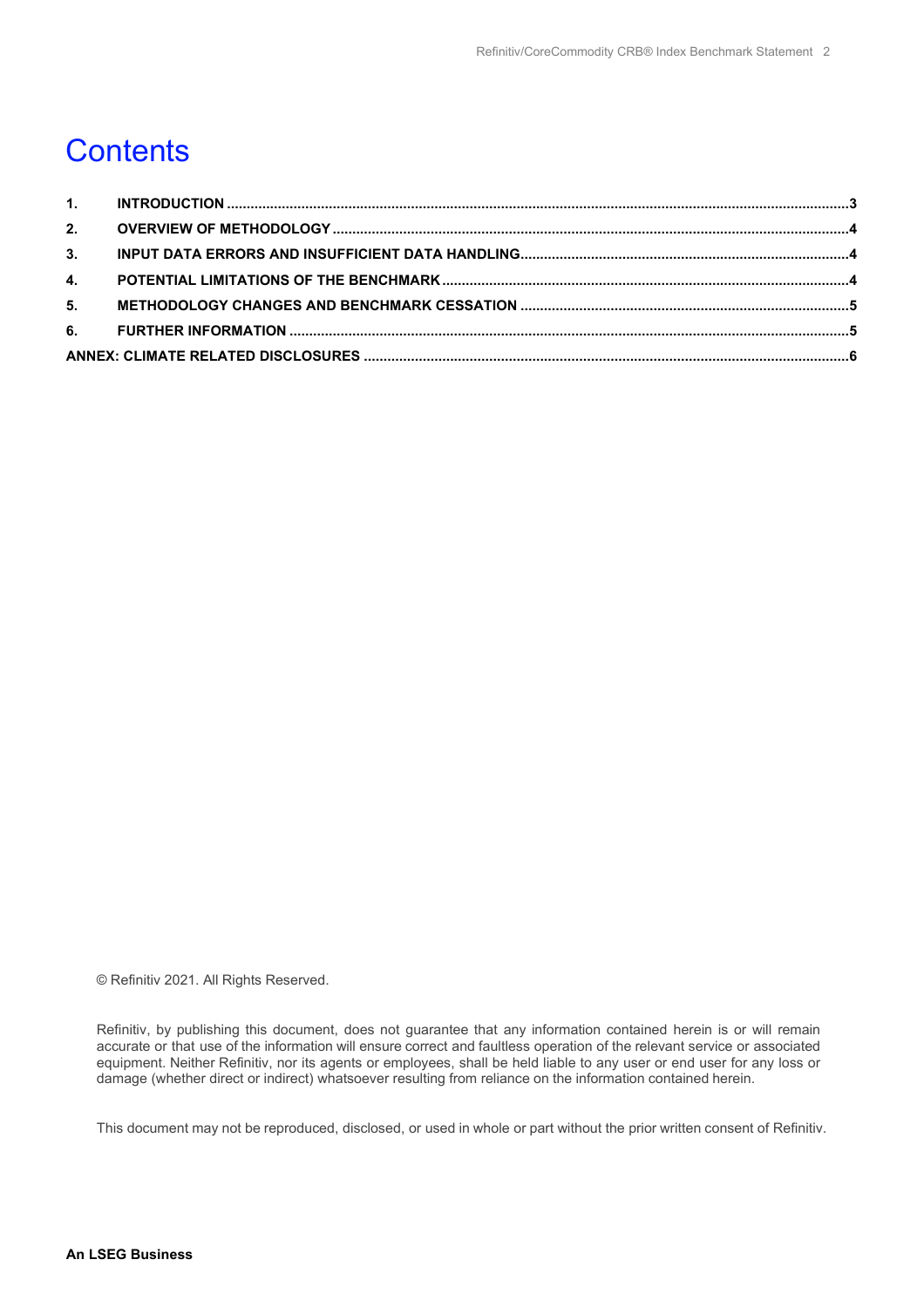# Contents

| | | |
|---|---|---|
| **1.** | **INTRODUCTION** | **3** |
| **2.** | **OVERVIEW OF METHODOLOGY** | **4** |
| **3.** | **INPUT DATA ERRORS AND INSUFFICIENT DATA HANDLING** | **4** |
| **4.** | **POTENTIAL LIMITATIONS OF THE BENCHMARK** | **4** |
| **5.** | **METHODOLOGY CHANGES AND BENCHMARK CESSATION** | **5** |
| **6.** | **FURTHER INFORMATION** | **5** |
| **ANNEX: CLIMATE RELATED DISCLOSURES** | | **6** |

© Refinitiv 2021. All Rights Reserved.

Refinitiv, by publishing this document, does not guarantee that any information contained herein is or will remain accurate or that use of the information will ensure correct and faultless operation of the relevant service or associated equipment. Neither Refinitiv, nor its agents or employees, shall be held liable to any user or end user for any loss or damage (whether direct or indirect) whatsoever resulting from reliance on the information contained herein.

This document may not be reproduced, disclosed, or used in whole or part without the prior written consent of Refinitiv.

**An LSEG Business**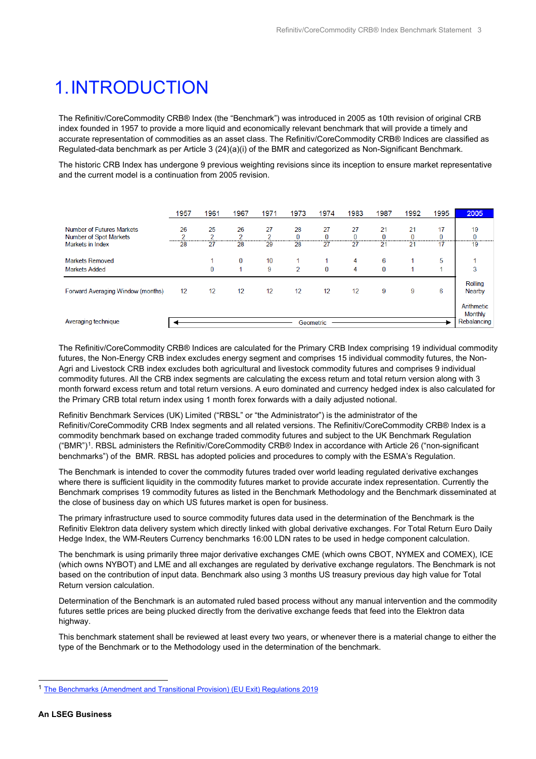// 1. INTRODUCTION

The Refinitiv/CoreCommodity CRB® Index (the "Benchmark") was introduced in 2005 as 10th revision of original CRB index founded in 1957 to provide a more liquid and economically relevant benchmark that will provide a timely and accurate representation of commodities as an asset class. The Refinitiv/CoreCommodity CRB® Indices are classified as Regulated-data benchmark as per Article 3 (24)(a)(i) of the BMR and categorized as Non-Significant Benchmark.

The historic CRB Index has undergone 9 previous weighting revisions since its inception to ensure market representative and the current model is a continuation from 2005 revision.

| | 1957 | 1961 | 1967 | 1971 | 1973 | 1974 | 1983 | 1987 | 1992 | 1995 | 2005 |
|---|---|---|---|---|---|---|---|---|---|---|---|
| Number of Futures Markets | 26 | 25 | 26 | 27 | 28 | 27 | 27 | 21 | 21 | 17 | 19 |
| Number of Spot Markets | 2 | 2 | 2 | 2 | 0 | 0 | 0 | 0 | 0 | 0 | 0 |
| Markets in Index | 28 | 27 | 28 | 29 | 28 | 27 | 27 | 21 | 21 | 17 | 19 |
| Markets Removed | | 1 | 0 | 10 | 1 | 1 | 4 | 6 | 1 | 5 | 1 |
| Markets Added | | 0 | 1 | 9 | 2 | 0 | 4 | 0 | 1 | 1 | 3 |
| Forward Averaging Window (months) | 12 | 12 | 12 | 12 | 12 | 12 | 12 | 9 | 9 | 6 | Rolling Nearby |
| Averaging technique | Geometric | | | | | | | | | | Arithmetic Monthly Rebalancing |

The Refinitiv/CoreCommodity CRB® Indices are calculated for the Primary CRB Index comprising 19 individual commodity futures, the Non-Energy CRB index excludes energy segment and comprises 15 individual commodity futures, the Non-Agri and Livestock CRB index excludes both agricultural and livestock commodity futures and comprises 9 individual commodity futures. All the CRB index segments are calculating the excess return and total return version along with 3 month forward excess return and total return versions. A euro dominated and currency hedged index is also calculated for the Primary CRB total return index using 1 month forex forwards with a daily adjusted notional.

Refinitiv Benchmark Services (UK) Limited ("RBSL" or "the Administrator") is the administrator of the Refinitiv/CoreCommodity CRB Index segments and all related versions. The Refinitiv/CoreCommodity CRB® Index is a commodity benchmark based on exchange traded commodity futures and subject to the UK Benchmark Regulation ("BMR")[1]. RBSL administers the Refinitiv/CoreCommodity CRB® Index in accordance with Article 26 ("non-significant benchmarks") of the BMR. RBSL has adopted policies and procedures to comply with the ESMA's Regulation.

The Benchmark is intended to cover the commodity futures traded over world leading regulated derivative exchanges where there is sufficient liquidity in the commodity futures market to provide accurate index representation. Currently the Benchmark comprises 19 commodity futures as listed in the Benchmark Methodology and the Benchmark disseminated at the close of business day on which US futures market is open for business.

The primary infrastructure used to source commodity futures data used in the determination of the Benchmark is the Refinitiv Elektron data delivery system which directly linked with global derivative exchanges. For Total Return Euro Daily Hedge Index, the WM-Reuters Currency benchmarks 16:00 LDN rates to be used in hedge component calculation.

The benchmark is using primarily three major derivative exchanges CME (which owns CBOT, NYMEX and COMEX), ICE (which owns NYBOT) and LME and all exchanges are regulated by derivative exchange regulators. The Benchmark is not based on the contribution of input data. Benchmark also using 3 months US treasury previous day high value for Total Return version calculation.

Determination of the Benchmark is an automated ruled based process without any manual intervention and the commodity futures settle prices are being plucked directly from the derivative exchange feeds that feed into the Elektron data highway.

This benchmark statement shall be reviewed at least every two years, or whenever there is a material change to either the type of the Benchmark or to the Methodology used in the determination of the benchmark.

[1] The Benchmarks (Amendment and Transitional Provision) (EU Exit) Regulations 2019

**An LSEG Business**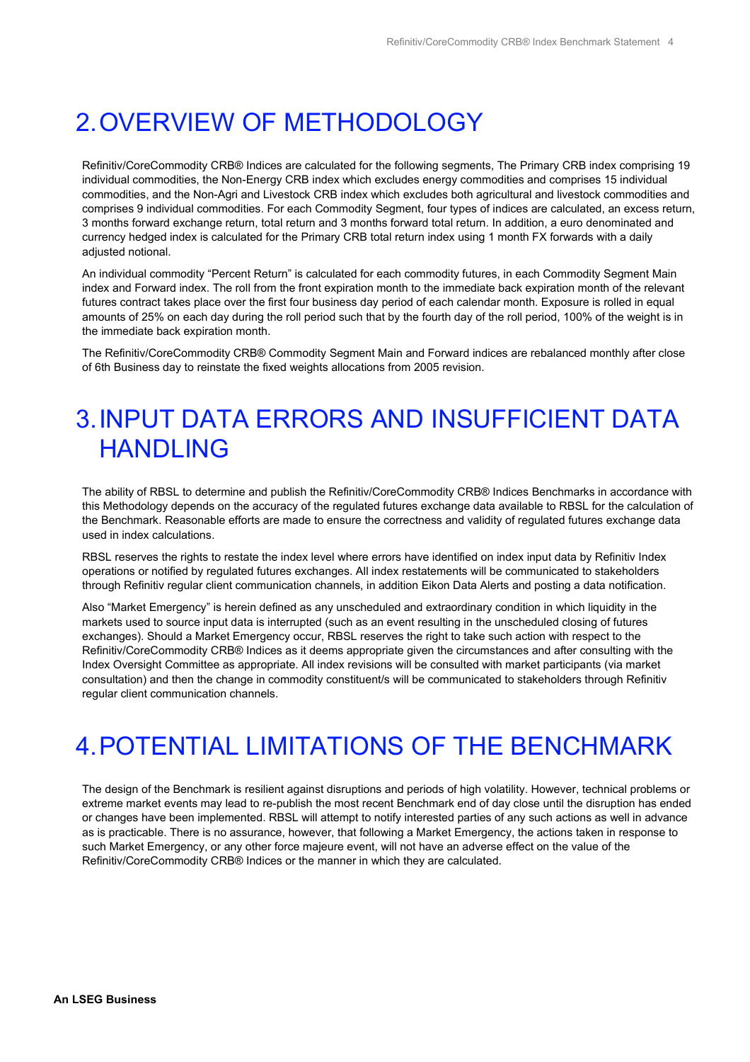# 2. OVERVIEW OF METHODOLOGY

Refinitiv/CoreCommodity CRB® Indices are calculated for the following segments, The Primary CRB index comprising 19 individual commodities, the Non-Energy CRB index which excludes energy commodities and comprises 15 individual commodities, and the Non-Agri and Livestock CRB index which excludes both agricultural and livestock commodities and comprises 9 individual commodities. For each Commodity Segment, four types of indices are calculated, an excess return, 3 months forward exchange return, total return and 3 months forward total return. In addition, a euro denominated and currency hedged index is calculated for the Primary CRB total return index using 1 month FX forwards with a daily adjusted notional.

An individual commodity "Percent Return" is calculated for each commodity futures, in each Commodity Segment Main index and Forward index. The roll from the front expiration month to the immediate back expiration month of the relevant futures contract takes place over the first four business day period of each calendar month. Exposure is rolled in equal amounts of 25% on each day during the roll period such that by the fourth day of the roll period, 100% of the weight is in the immediate back expiration month.

The Refinitiv/CoreCommodity CRB® Commodity Segment Main and Forward indices are rebalanced monthly after close of 6th Business day to reinstate the fixed weights allocations from 2005 revision.

# 3. INPUT DATA ERRORS AND INSUFFICIENT DATA HANDLING

The ability of RBSL to determine and publish the Refinitiv/CoreCommodity CRB® Indices Benchmarks in accordance with this Methodology depends on the accuracy of the regulated futures exchange data available to RBSL for the calculation of the Benchmark. Reasonable efforts are made to ensure the correctness and validity of regulated futures exchange data used in index calculations.

RBSL reserves the rights to restate the index level where errors have identified on index input data by Refinitiv Index operations or notified by regulated futures exchanges. All index restatements will be communicated to stakeholders through Refinitiv regular client communication channels, in addition Eikon Data Alerts and posting a data notification.

Also "Market Emergency" is herein defined as any unscheduled and extraordinary condition in which liquidity in the markets used to source input data is interrupted (such as an event resulting in the unscheduled closing of futures exchanges). Should a Market Emergency occur, RBSL reserves the right to take such action with respect to the Refinitiv/CoreCommodity CRB® Indices as it deems appropriate given the circumstances and after consulting with the Index Oversight Committee as appropriate. All index revisions will be consulted with market participants (via market consultation) and then the change in commodity constituent/s will be communicated to stakeholders through Refinitiv regular client communication channels.

# 4. POTENTIAL LIMITATIONS OF THE BENCHMARK

The design of the Benchmark is resilient against disruptions and periods of high volatility. However, technical problems or extreme market events may lead to re-publish the most recent Benchmark end of day close until the disruption has ended or changes have been implemented. RBSL will attempt to notify interested parties of any such actions as well in advance as is practicable. There is no assurance, however, that following a Market Emergency, the actions taken in response to such Market Emergency, or any other force majeure event, will not have an adverse effect on the value of the Refinitiv/CoreCommodity CRB® Indices or the manner in which they are calculated.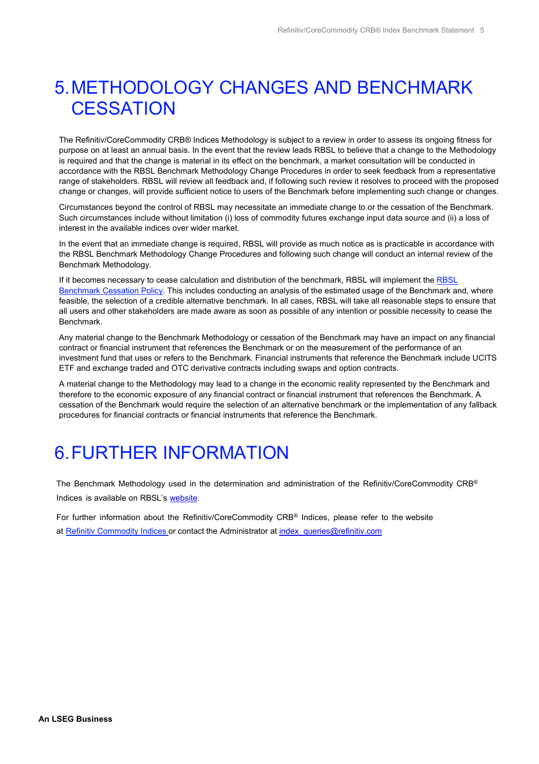# 5. METHODOLOGY CHANGES AND BENCHMARK CESSATION

The Refinitiv/CoreCommodity CRB® Indices Methodology is subject to a review in order to assess its ongoing fitness for purpose on at least an annual basis. In the event that the review leads RBSL to believe that a change to the Methodology is required and that the change is material in its effect on the benchmark, a market consultation will be conducted in accordance with the RBSL Benchmark Methodology Change Procedures in order to seek feedback from a representative range of stakeholders. RBSL will review all feedback and, if following such review it resolves to proceed with the proposed change or changes, will provide sufficient notice to users of the Benchmark before implementing such change or changes.

Circumstances beyond the control of RBSL may necessitate an immediate change to or the cessation of the Benchmark. Such circumstances include without limitation (i) loss of commodity futures exchange input data source and (ii) a loss of interest in the available indices over wider market.

In the event that an immediate change is required, RBSL will provide as much notice as is practicable in accordance with the RBSL Benchmark Methodology Change Procedures and following such change will conduct an internal review of the Benchmark Methodology.

If it becomes necessary to cease calculation and distribution of the benchmark, RBSL will implement the RBSL Benchmark Cessation Policy. This includes conducting an analysis of the estimated usage of the Benchmark and, where feasible, the selection of a credible alternative benchmark. In all cases, RBSL will take all reasonable steps to ensure that all users and other stakeholders are made aware as soon as possible of any intention or possible necessity to cease the Benchmark.

Any material change to the Benchmark Methodology or cessation of the Benchmark may have an impact on any financial contract or financial instrument that references the Benchmark or on the measurement of the performance of an investment fund that uses or refers to the Benchmark. Financial instruments that reference the Benchmark include UCITS ETF and exchange traded and OTC derivative contracts including swaps and option contracts.

A material change to the Methodology may lead to a change in the economic reality represented by the Benchmark and therefore to the economic exposure of any financial contract or financial instrument that references the Benchmark. A cessation of the Benchmark would require the selection of an alternative benchmark or the implementation of any fallback procedures for financial contracts or financial instruments that reference the Benchmark.

# 6. FURTHER INFORMATION

The Benchmark Methodology used in the determination and administration of the Refinitiv/CoreCommodity CRB® Indices is available on RBSL's website.

For further information about the Refinitiv/CoreCommodity CRB® Indices, please refer to the website at Refinitiv Commodity Indices or contact the Administrator at index_queries@refinitiv.com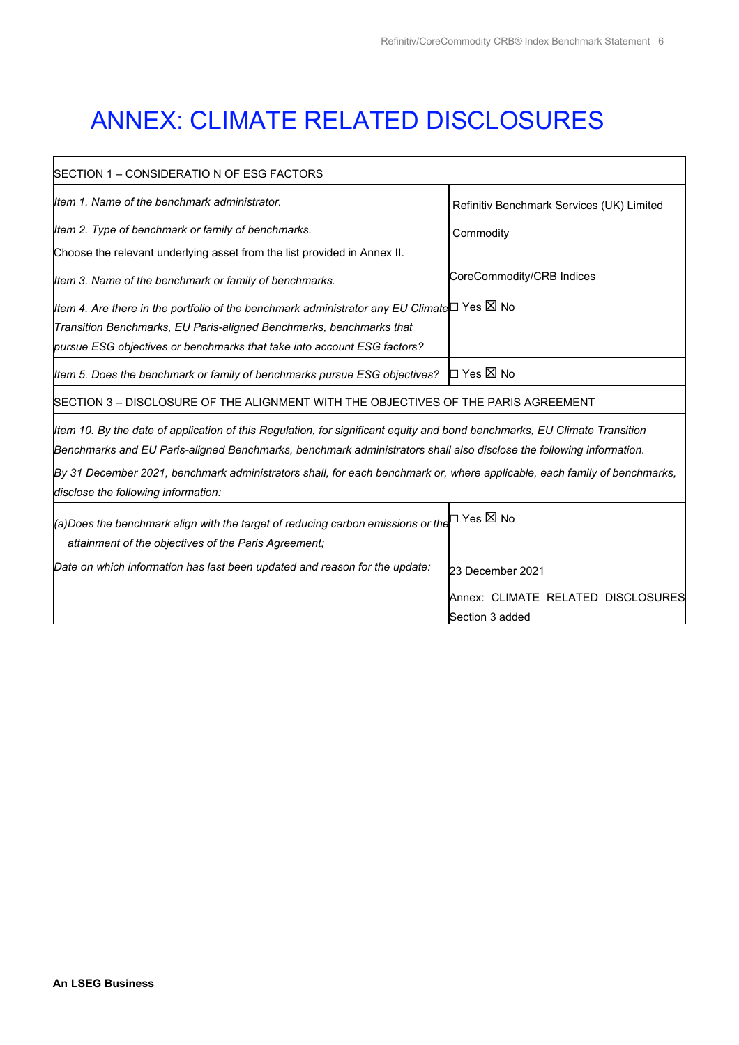# ANNEX: CLIMATE RELATED DISCLOSURES

| SECTION 1 – CONSIDERATIO N OF ESG FACTORS | |
|---|---|
| *Item 1. Name of the benchmark administrator.* | Refinitiv Benchmark Services (UK) Limited |
| *Item 2. Type of benchmark or family of benchmarks.*<br>Choose the relevant underlying asset from the list provided in Annex II. | Commodity |
| *Item 3. Name of the benchmark or family of benchmarks.* | CoreCommodity/CRB Indices |
| *Item 4. Are there in the portfolio of the benchmark administrator any EU Climate Transition Benchmarks, EU Paris-aligned Benchmarks, benchmarks that pursue ESG objectives or benchmarks that take into account ESG factors?* | ☐ Yes ☒ No |
| *Item 5. Does the benchmark or family of benchmarks pursue ESG objectives?* | ☐ Yes ☒ No |
| SECTION 3 – DISCLOSURE OF THE ALIGNMENT WITH THE OBJECTIVES OF THE PARIS AGREEMENT | |
| *Item 10. By the date of application of this Regulation, for significant equity and bond benchmarks, EU Climate Transition Benchmarks and EU Paris-aligned Benchmarks, benchmark administrators shall also disclose the following information.*<br>*By 31 December 2021, benchmark administrators shall, for each benchmark or, where applicable, each family of benchmarks, disclose the following information:* | |
| *(a)Does the benchmark align with the target of reducing carbon emissions or the attainment of the objectives of the Paris Agreement;* | ☐ Yes ☒ No |
| *Date on which information has last been updated and reason for the update:* | 23 December 2021<br>Annex: CLIMATE RELATED DISCLOSURES Section 3 added |

**An LSEG Business**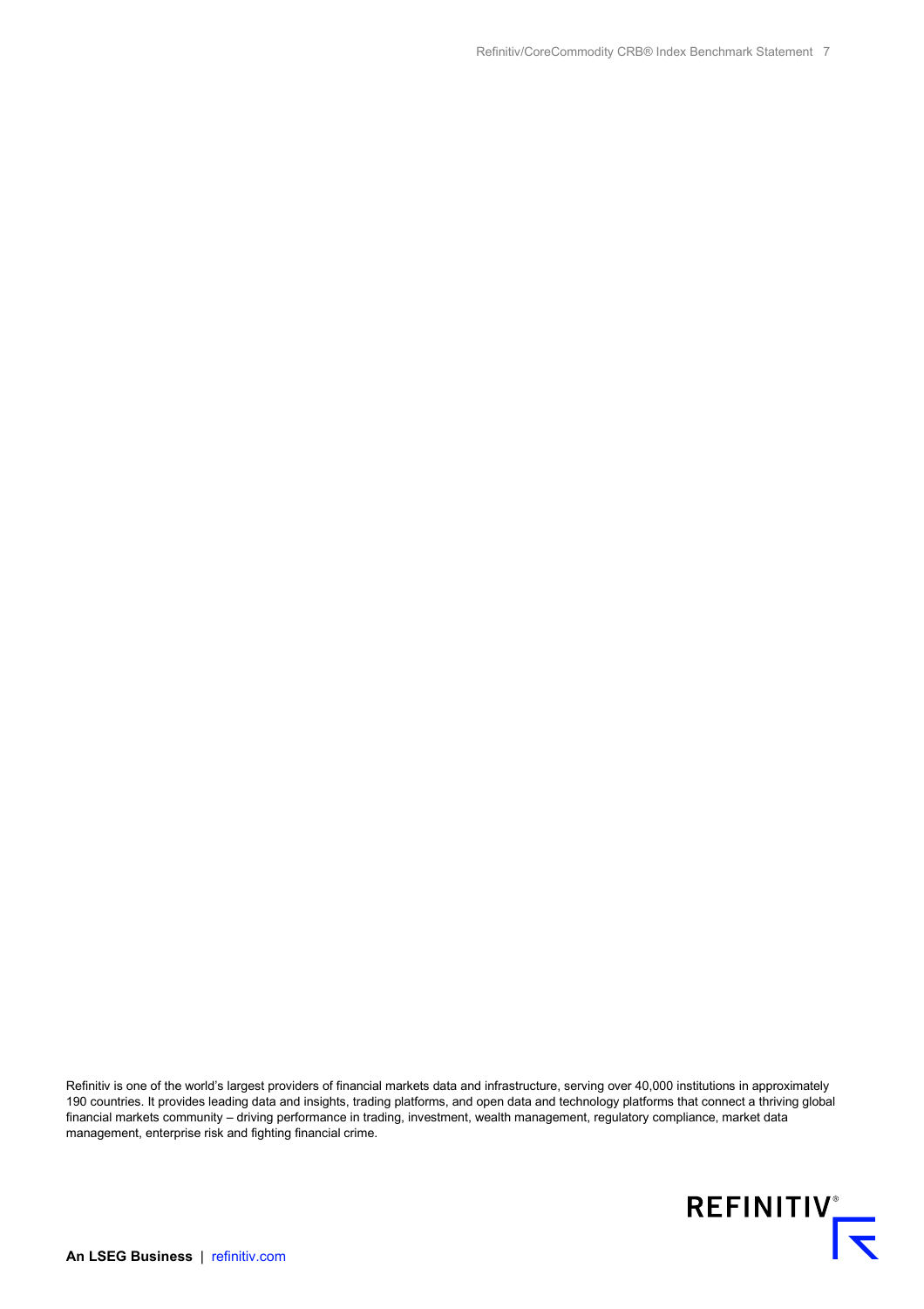Refinitiv is one of the world's largest providers of financial markets data and infrastructure, serving over 40,000 institutions in approximately 190 countries. It provides leading data and insights, trading platforms, and open data and technology platforms that connect a thriving global financial markets community – driving performance in trading, investment, wealth management, regulatory compliance, market data management, enterprise risk and fighting financial crime.

REFINITIV®

**An LSEG Business** | refinitiv.com